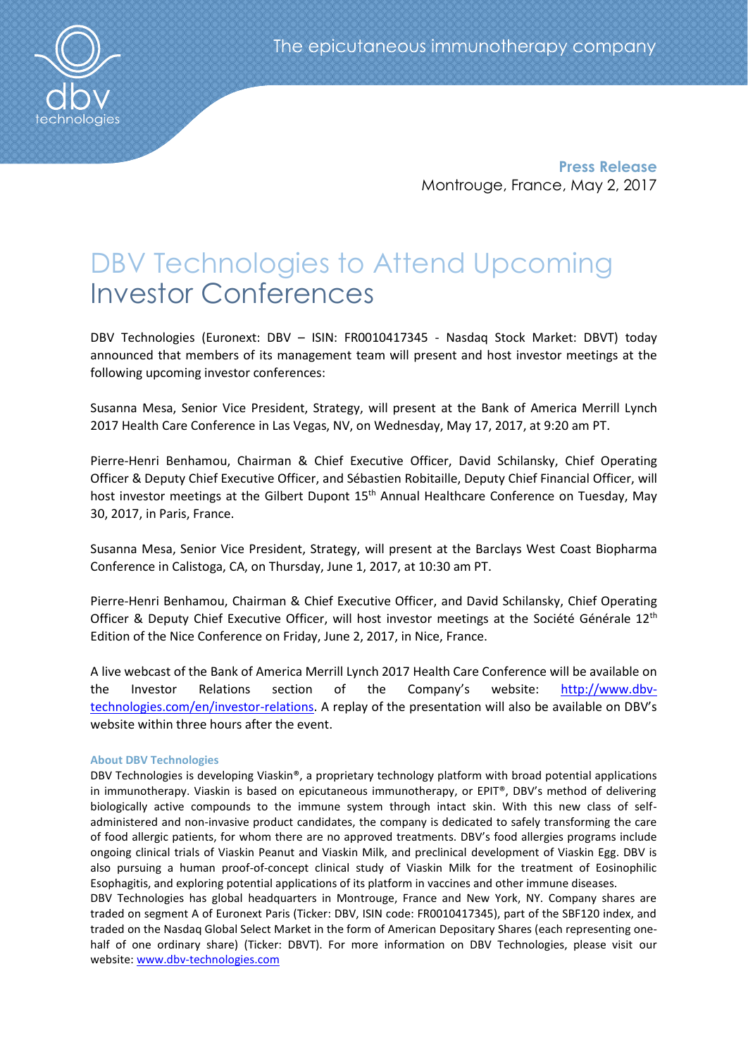The epicutaneous immunotherapy company

**Press Release**
Montrouge, France, May 2, 2017

# DBV Technologies to Attend Upcoming Investor Conferences

DBV Technologies (Euronext: DBV – ISIN: FR0010417345 - Nasdaq Stock Market: DBVT) today announced that members of its management team will present and host investor meetings at the following upcoming investor conferences:

Susanna Mesa, Senior Vice President, Strategy, will present at the Bank of America Merrill Lynch 2017 Health Care Conference in Las Vegas, NV, on Wednesday, May 17, 2017, at 9:20 am PT.

Pierre-Henri Benhamou, Chairman & Chief Executive Officer, David Schilansky, Chief Operating Officer & Deputy Chief Executive Officer, and Sébastien Robitaille, Deputy Chief Financial Officer, will host investor meetings at the Gilbert Dupont 15th Annual Healthcare Conference on Tuesday, May 30, 2017, in Paris, France.

Susanna Mesa, Senior Vice President, Strategy, will present at the Barclays West Coast Biopharma Conference in Calistoga, CA, on Thursday, June 1, 2017, at 10:30 am PT.

Pierre-Henri Benhamou, Chairman & Chief Executive Officer, and David Schilansky, Chief Operating Officer & Deputy Chief Executive Officer, will host investor meetings at the Société Générale 12th Edition of the Nice Conference on Friday, June 2, 2017, in Nice, France.

A live webcast of the Bank of America Merrill Lynch 2017 Health Care Conference will be available on the Investor Relations section of the Company's website: [http://www.dbv-technologies.com/en/investor-relations](http://www.dbv-technologies.com/en/investor-relations). A replay of the presentation will also be available on DBV's website within three hours after the event.

**About DBV Technologies**

DBV Technologies is developing Viaskin®, a proprietary technology platform with broad potential applications in immunotherapy. Viaskin is based on epicutaneous immunotherapy, or EPIT®, DBV's method of delivering biologically active compounds to the immune system through intact skin. With this new class of self-administered and non-invasive product candidates, the company is dedicated to safely transforming the care of food allergic patients, for whom there are no approved treatments. DBV's food allergies programs include ongoing clinical trials of Viaskin Peanut and Viaskin Milk, and preclinical development of Viaskin Egg. DBV is also pursuing a human proof-of-concept clinical study of Viaskin Milk for the treatment of Eosinophilic Esophagitis, and exploring potential applications of its platform in vaccines and other immune diseases.

DBV Technologies has global headquarters in Montrouge, France and New York, NY. Company shares are traded on segment A of Euronext Paris (Ticker: DBV, ISIN code: FR0010417345), part of the SBF120 index, and traded on the Nasdaq Global Select Market in the form of American Depositary Shares (each representing one-half of one ordinary share) (Ticker: DBVT). For more information on DBV Technologies, please visit our website: [www.dbv-technologies.com](www.dbv-technologies.com)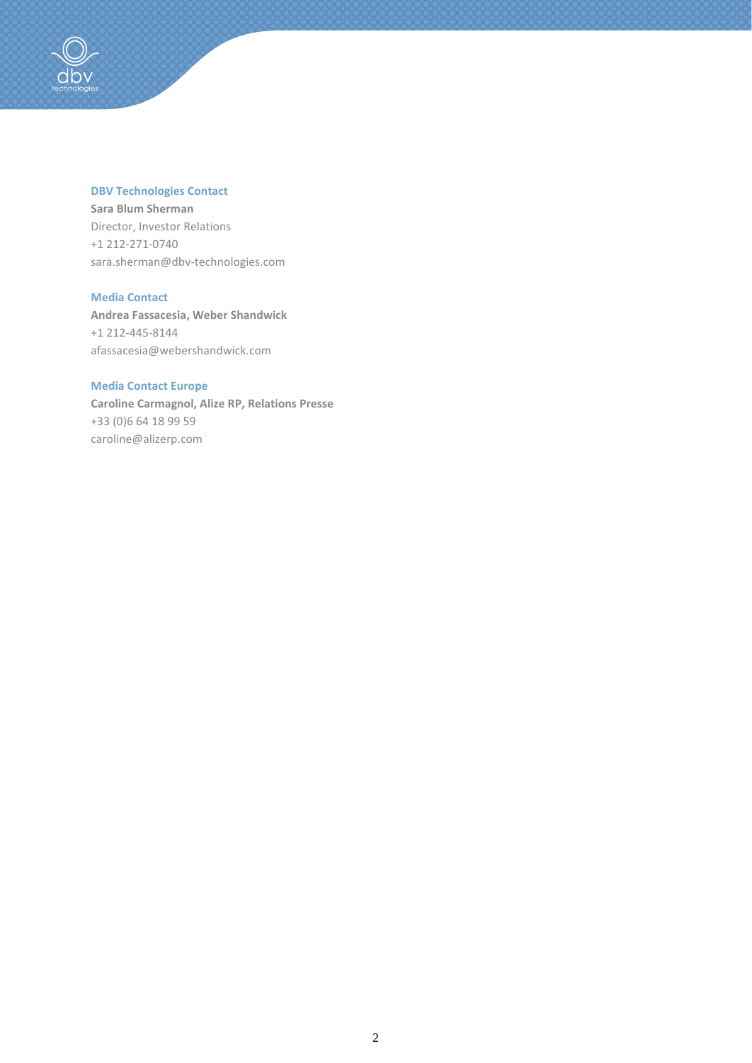**DBV Technologies Contact**

**Sara Blum Sherman**
Director, Investor Relations
+1 212-271-0740
sara.sherman@dbv-technologies.com

**Media Contact**

**Andrea Fassacesia, Weber Shandwick**
+1 212-445-8144
afassacesia@webershandwick.com

**Media Contact Europe**

**Caroline Carmagnol, Alize RP, Relations Presse**
+33 (0)6 64 18 99 59
caroline@alizerp.com